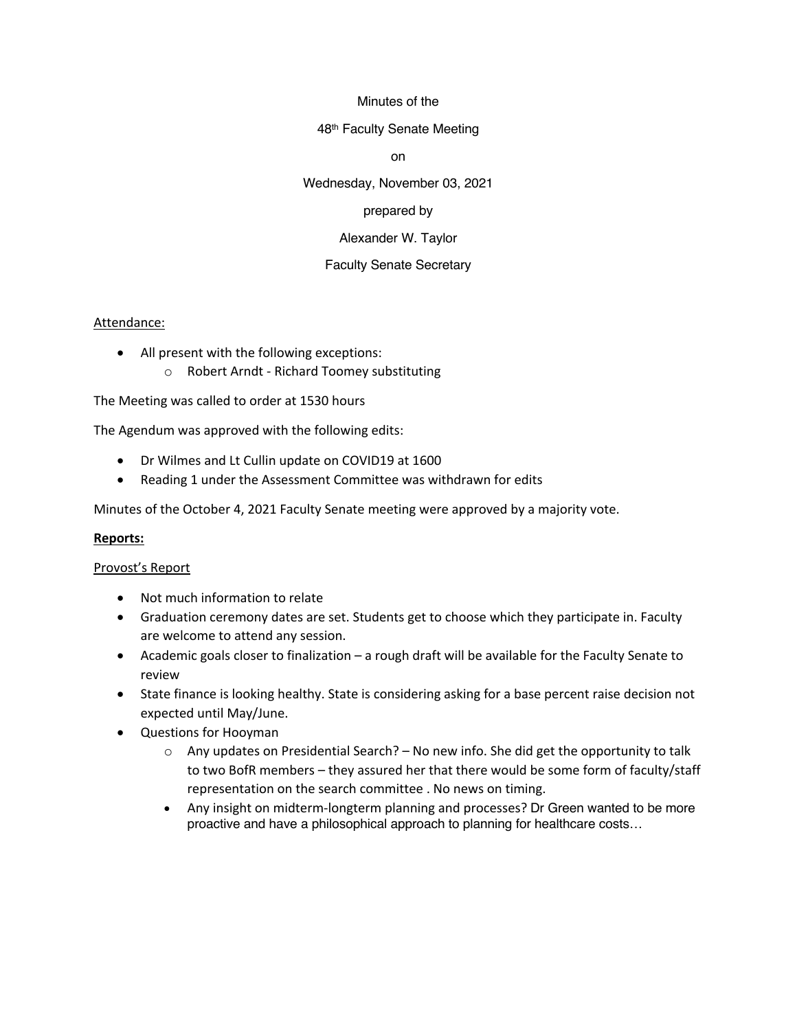Minutes of the

48th Faculty Senate Meeting

on

Wednesday, November 03, 2021

prepared by

Alexander W. Taylor

Faculty Senate Secretary

Attendance:

- All present with the following exceptions:
  - Robert Arndt - Richard Toomey substituting

The Meeting was called to order at 1530 hours

The Agendum was approved with the following edits:

- Dr Wilmes and Lt Cullin update on COVID19 at 1600
- Reading 1 under the Assessment Committee was withdrawn for edits

Minutes of the October 4, 2021 Faculty Senate meeting were approved by a majority vote.

**Reports:**

Provost's Report

- Not much information to relate
- Graduation ceremony dates are set. Students get to choose which they participate in. Faculty are welcome to attend any session.
- Academic goals closer to finalization – a rough draft will be available for the Faculty Senate to review
- State finance is looking healthy. State is considering asking for a base percent raise decision not expected until May/June.
- Questions for Hooyman
  - Any updates on Presidential Search? – No new info. She did get the opportunity to talk to two BofR members – they assured her that there would be some form of faculty/staff representation on the search committee . No news on timing.
  - Any insight on midterm-longterm planning and processes? Dr Green wanted to be more proactive and have a philosophical approach to planning for healthcare costs…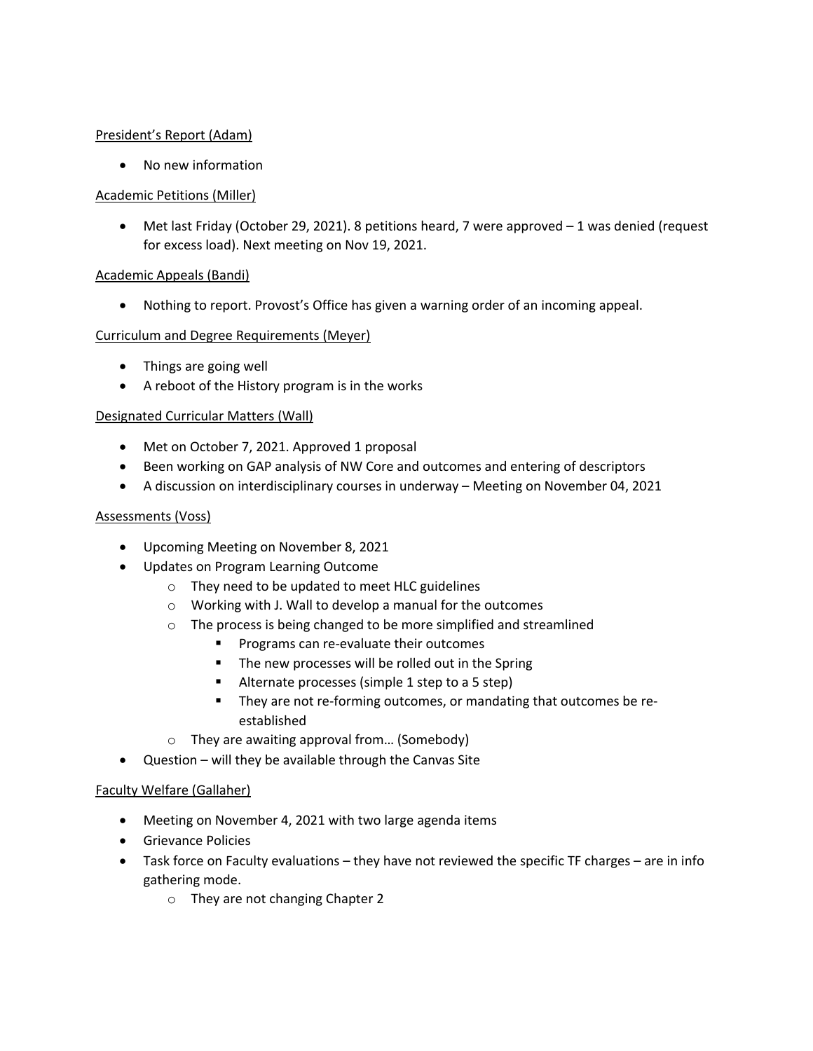President's Report (Adam)

- No new information

Academic Petitions (Miller)

- Met last Friday (October 29, 2021). 8 petitions heard, 7 were approved – 1 was denied (request for excess load). Next meeting on Nov 19, 2021.

Academic Appeals (Bandi)

- Nothing to report. Provost's Office has given a warning order of an incoming appeal.

Curriculum and Degree Requirements (Meyer)

- Things are going well
- A reboot of the History program is in the works

Designated Curricular Matters (Wall)

- Met on October 7, 2021. Approved 1 proposal
- Been working on GAP analysis of NW Core and outcomes and entering of descriptors
- A discussion on interdisciplinary courses in underway – Meeting on November 04, 2021

Assessments (Voss)

- Upcoming Meeting on November 8, 2021
- Updates on Program Learning Outcome
    - They need to be updated to meet HLC guidelines
    - Working with J. Wall to develop a manual for the outcomes
    - The process is being changed to be more simplified and streamlined
        - Programs can re-evaluate their outcomes
        - The new processes will be rolled out in the Spring
        - Alternate processes (simple 1 step to a 5 step)
        - They are not re-forming outcomes, or mandating that outcomes be re-established
    - They are awaiting approval from… (Somebody)
- Question – will they be available through the Canvas Site

Faculty Welfare (Gallaher)

- Meeting on November 4, 2021 with two large agenda items
- Grievance Policies
- Task force on Faculty evaluations – they have not reviewed the specific TF charges – are in info gathering mode.
    - They are not changing Chapter 2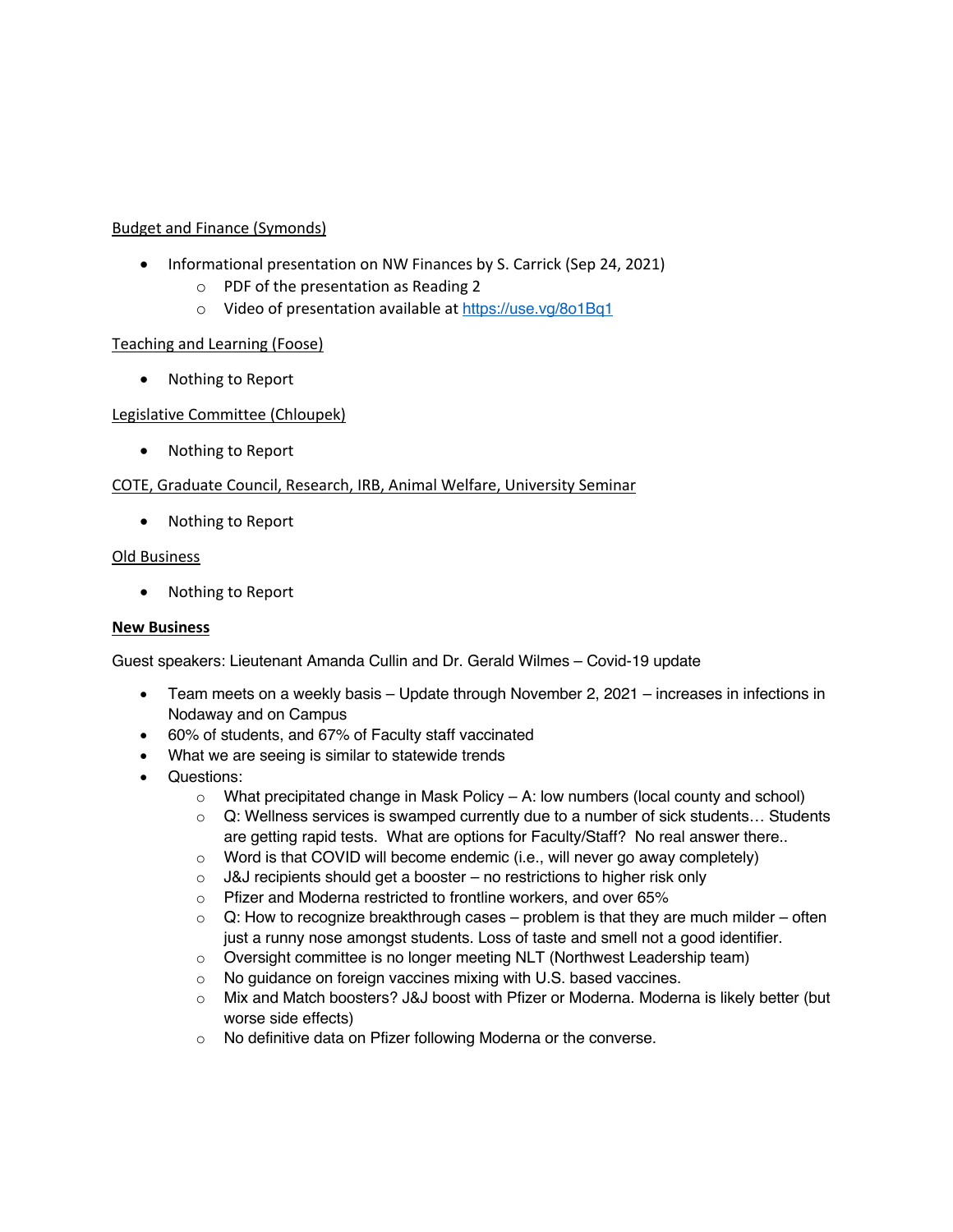Budget and Finance (Symonds)

- Informational presentation on NW Finances by S. Carrick (Sep 24, 2021)
    - PDF of the presentation as Reading 2
    - Video of presentation available at [https://use.vg/8o1Bq1](https://use.vg/8o1Bq1)

Teaching and Learning (Foose)

- Nothing to Report

Legislative Committee (Chloupek)

- Nothing to Report

COTE, Graduate Council, Research, IRB, Animal Welfare, University Seminar

- Nothing to Report

Old Business

- Nothing to Report

**New Business**

Guest speakers: Lieutenant Amanda Cullin and Dr. Gerald Wilmes – Covid-19 update

- Team meets on a weekly basis – Update through November 2, 2021 – increases in infections in Nodaway and on Campus
- 60% of students, and 67% of Faculty staff vaccinated
- What we are seeing is similar to statewide trends
- Questions:
    - What precipitated change in Mask Policy – A: low numbers (local county and school)
    - Q: Wellness services is swamped currently due to a number of sick students… Students are getting rapid tests. What are options for Faculty/Staff? No real answer there..
    - Word is that COVID will become endemic (i.e., will never go away completely)
    - J&J recipients should get a booster – no restrictions to higher risk only
    - Pfizer and Moderna restricted to frontline workers, and over 65%
    - Q: How to recognize breakthrough cases – problem is that they are much milder – often just a runny nose amongst students. Loss of taste and smell not a good identifier.
    - Oversight committee is no longer meeting NLT (Northwest Leadership team)
    - No guidance on foreign vaccines mixing with U.S. based vaccines.
    - Mix and Match boosters? J&J boost with Pfizer or Moderna. Moderna is likely better (but worse side effects)
    - No definitive data on Pfizer following Moderna or the converse.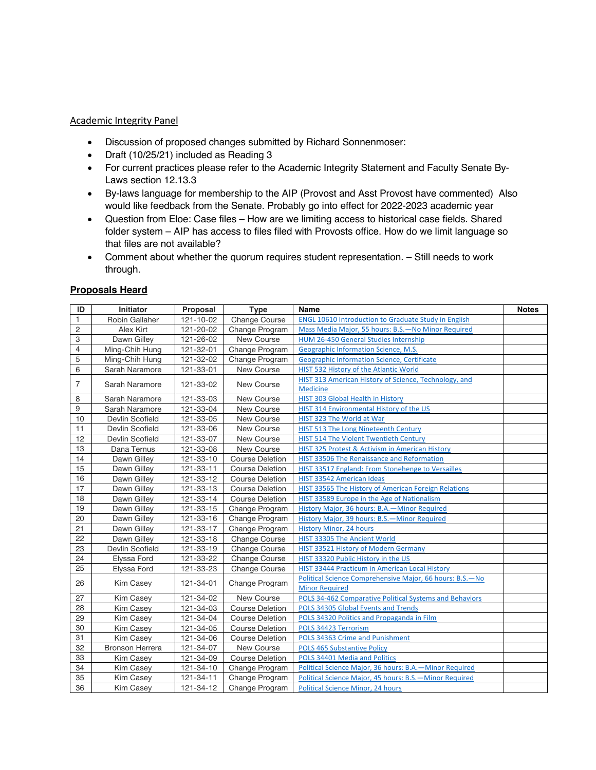Academic Integrity Panel

- Discussion of proposed changes submitted by Richard Sonnenmoser:
- Draft (10/25/21) included as Reading 3
- For current practices please refer to the Academic Integrity Statement and Faculty Senate By-Laws section 12.13.3
- By-laws language for membership to the AIP (Provost and Asst Provost have commented) Also would like feedback from the Senate. Probably go into effect for 2022-2023 academic year
- Question from Eloe: Case files – How are we limiting access to historical case fields. Shared folder system – AIP has access to files filed with Provosts office. How do we limit language so that files are not available?
- Comment about whether the quorum requires student representation. – Still needs to work through.

## Proposals Heard

| ID | Initiator | Proposal | Type | Name | Notes |
|---|---|---|---|---|---|
| 1 | Robin Gallaher | 121-10-02 | Change Course | ENGL 10610 Introduction to Graduate Study in English | |
| 2 | Alex Kirt | 121-20-02 | Change Program | Mass Media Major, 55 hours: B.S.—No Minor Required | |
| 3 | Dawn Gilley | 121-26-02 | New Course | HUM 26-450 General Studies Internship | |
| 4 | Ming-Chih Hung | 121-32-01 | Change Program | Geographic Information Science, M.S. | |
| 5 | Ming-Chih Hung | 121-32-02 | Change Program | Geographic Information Science, Certificate | |
| 6 | Sarah Naramore | 121-33-01 | New Course | HIST 532 History of the Atlantic World | |
| 7 | Sarah Naramore | 121-33-02 | New Course | HIST 313 American History of Science, Technology, and Medicine | |
| 8 | Sarah Naramore | 121-33-03 | New Course | HIST 303 Global Health in History | |
| 9 | Sarah Naramore | 121-33-04 | New Course | HIST 314 Environmental History of the US | |
| 10 | Devlin Scofield | 121-33-05 | New Course | HIST 323 The World at War | |
| 11 | Devlin Scofield | 121-33-06 | New Course | HIST 513 The Long Nineteenth Century | |
| 12 | Devlin Scofield | 121-33-07 | New Course | HIST 514 The Violent Twentieth Century | |
| 13 | Dana Ternus | 121-33-08 | New Course | HIST 325 Protest & Activism in American History | |
| 14 | Dawn Gilley | 121-33-10 | Course Deletion | HIST 33506 The Renaissance and Reformation | |
| 15 | Dawn Gilley | 121-33-11 | Course Deletion | HIST 33517 England: From Stonehenge to Versailles | |
| 16 | Dawn Gilley | 121-33-12 | Course Deletion | HIST 33542 American Ideas | |
| 17 | Dawn Gilley | 121-33-13 | Course Deletion | HIST 33565 The History of American Foreign Relations | |
| 18 | Dawn Gilley | 121-33-14 | Course Deletion | HIST 33589 Europe in the Age of Nationalism | |
| 19 | Dawn Gilley | 121-33-15 | Change Program | History Major, 36 hours: B.A.—Minor Required | |
| 20 | Dawn Gilley | 121-33-16 | Change Program | History Major, 39 hours: B.S.—Minor Required | |
| 21 | Dawn Gilley | 121-33-17 | Change Program | History Minor, 24 hours | |
| 22 | Dawn Gilley | 121-33-18 | Change Course | HIST 33305 The Ancient World | |
| 23 | Devlin Scofield | 121-33-19 | Change Course | HIST 33521 History of Modern Germany | |
| 24 | Elyssa Ford | 121-33-22 | Change Course | HIST 33320 Public History in the US | |
| 25 | Elyssa Ford | 121-33-23 | Change Course | HIST 33444 Practicum in American Local History | |
| 26 | Kim Casey | 121-34-01 | Change Program | Political Science Comprehensive Major, 66 hours: B.S.—No Minor Required | |
| 27 | Kim Casey | 121-34-02 | New Course | POLS 34-462 Comparative Political Systems and Behaviors | |
| 28 | Kim Casey | 121-34-03 | Course Deletion | POLS 34305 Global Events and Trends | |
| 29 | Kim Casey | 121-34-04 | Course Deletion | POLS 34320 Politics and Propaganda in Film | |
| 30 | Kim Casey | 121-34-05 | Course Deletion | POLS 34423 Terrorism | |
| 31 | Kim Casey | 121-34-06 | Course Deletion | POLS 34363 Crime and Punishment | |
| 32 | Bronson Herrera | 121-34-07 | New Course | POLS 465 Substantive Policy | |
| 33 | Kim Casey | 121-34-09 | Course Deletion | POLS 34401 Media and Politics | |
| 34 | Kim Casey | 121-34-10 | Change Program | Political Science Major, 36 hours: B.A.—Minor Required | |
| 35 | Kim Casey | 121-34-11 | Change Program | Political Science Major, 45 hours: B.S.—Minor Required | |
| 36 | Kim Casey | 121-34-12 | Change Program | Political Science Minor, 24 hours | |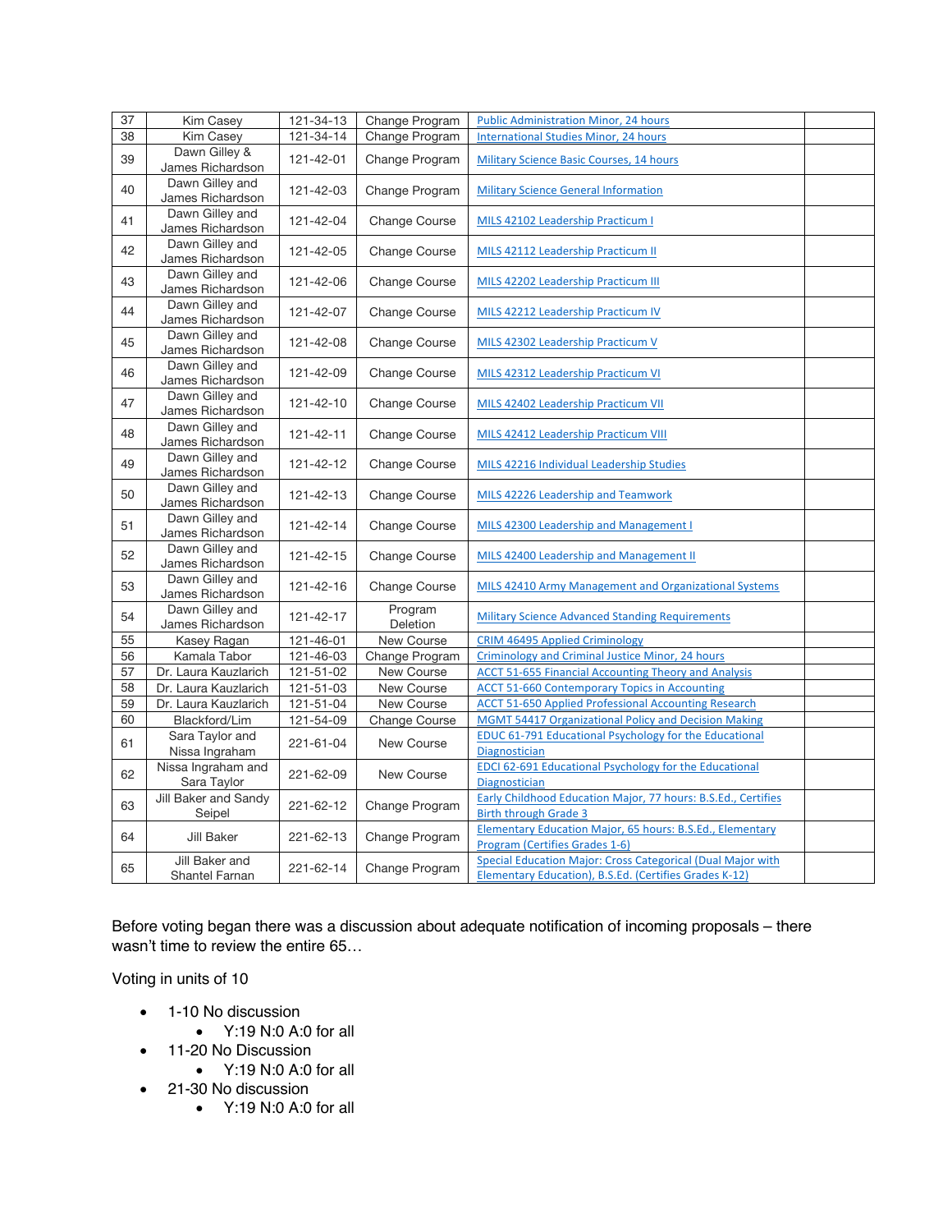| 37 | Kim Casey | 121-34-13 | Change Program | Public Administration Minor, 24 hours | |
|---|---|---|---|---|---|
| 38 | Kim Casey | 121-34-14 | Change Program | International Studies Minor, 24 hours | |
| 39 | Dawn Gilley & James Richardson | 121-42-01 | Change Program | Military Science Basic Courses, 14 hours | |
| 40 | Dawn Gilley and James Richardson | 121-42-03 | Change Program | Military Science General Information | |
| 41 | Dawn Gilley and James Richardson | 121-42-04 | Change Course | MILS 42102 Leadership Practicum I | |
| 42 | Dawn Gilley and James Richardson | 121-42-05 | Change Course | MILS 42112 Leadership Practicum II | |
| 43 | Dawn Gilley and James Richardson | 121-42-06 | Change Course | MILS 42202 Leadership Practicum III | |
| 44 | Dawn Gilley and James Richardson | 121-42-07 | Change Course | MILS 42212 Leadership Practicum IV | |
| 45 | Dawn Gilley and James Richardson | 121-42-08 | Change Course | MILS 42302 Leadership Practicum V | |
| 46 | Dawn Gilley and James Richardson | 121-42-09 | Change Course | MILS 42312 Leadership Practicum VI | |
| 47 | Dawn Gilley and James Richardson | 121-42-10 | Change Course | MILS 42402 Leadership Practicum VII | |
| 48 | Dawn Gilley and James Richardson | 121-42-11 | Change Course | MILS 42412 Leadership Practicum VIII | |
| 49 | Dawn Gilley and James Richardson | 121-42-12 | Change Course | MILS 42216 Individual Leadership Studies | |
| 50 | Dawn Gilley and James Richardson | 121-42-13 | Change Course | MILS 42226 Leadership and Teamwork | |
| 51 | Dawn Gilley and James Richardson | 121-42-14 | Change Course | MILS 42300 Leadership and Management I | |
| 52 | Dawn Gilley and James Richardson | 121-42-15 | Change Course | MILS 42400 Leadership and Management II | |
| 53 | Dawn Gilley and James Richardson | 121-42-16 | Change Course | MILS 42410 Army Management and Organizational Systems | |
| 54 | Dawn Gilley and James Richardson | 121-42-17 | Program Deletion | Military Science Advanced Standing Requirements | |
| 55 | Kasey Ragan | 121-46-01 | New Course | CRIM 46495 Applied Criminology | |
| 56 | Kamala Tabor | 121-46-03 | Change Program | Criminology and Criminal Justice Minor, 24 hours | |
| 57 | Dr. Laura Kauzlarich | 121-51-02 | New Course | ACCT 51-655 Financial Accounting Theory and Analysis | |
| 58 | Dr. Laura Kauzlarich | 121-51-03 | New Course | ACCT 51-660 Contemporary Topics in Accounting | |
| 59 | Dr. Laura Kauzlarich | 121-51-04 | New Course | ACCT 51-650 Applied Professional Accounting Research | |
| 60 | Blackford/Lim | 121-54-09 | Change Course | MGMT 54417 Organizational Policy and Decision Making | |
| 61 | Sara Taylor and Nissa Ingraham | 221-61-04 | New Course | EDUC 61-791 Educational Psychology for the Educational Diagnostician | |
| 62 | Nissa Ingraham and Sara Taylor | 221-62-09 | New Course | EDCI 62-691 Educational Psychology for the Educational Diagnostician | |
| 63 | Jill Baker and Sandy Seipel | 221-62-12 | Change Program | Early Childhood Education Major, 77 hours: B.S.Ed., Certifies Birth through Grade 3 | |
| 64 | Jill Baker | 221-62-13 | Change Program | Elementary Education Major, 65 hours: B.S.Ed., Elementary Program (Certifies Grades 1-6) | |
| 65 | Jill Baker and Shantel Farnan | 221-62-14 | Change Program | Special Education Major: Cross Categorical (Dual Major with Elementary Education), B.S.Ed. (Certifies Grades K-12) | |

Before voting began there was a discussion about adequate notification of incoming proposals – there wasn't time to review the entire 65…

Voting in units of 10

- 1-10 No discussion
  - Y:19 N:0 A:0 for all
- 11-20 No Discussion
  - Y:19 N:0 A:0 for all
- 21-30 No discussion
  - Y:19 N:0 A:0 for all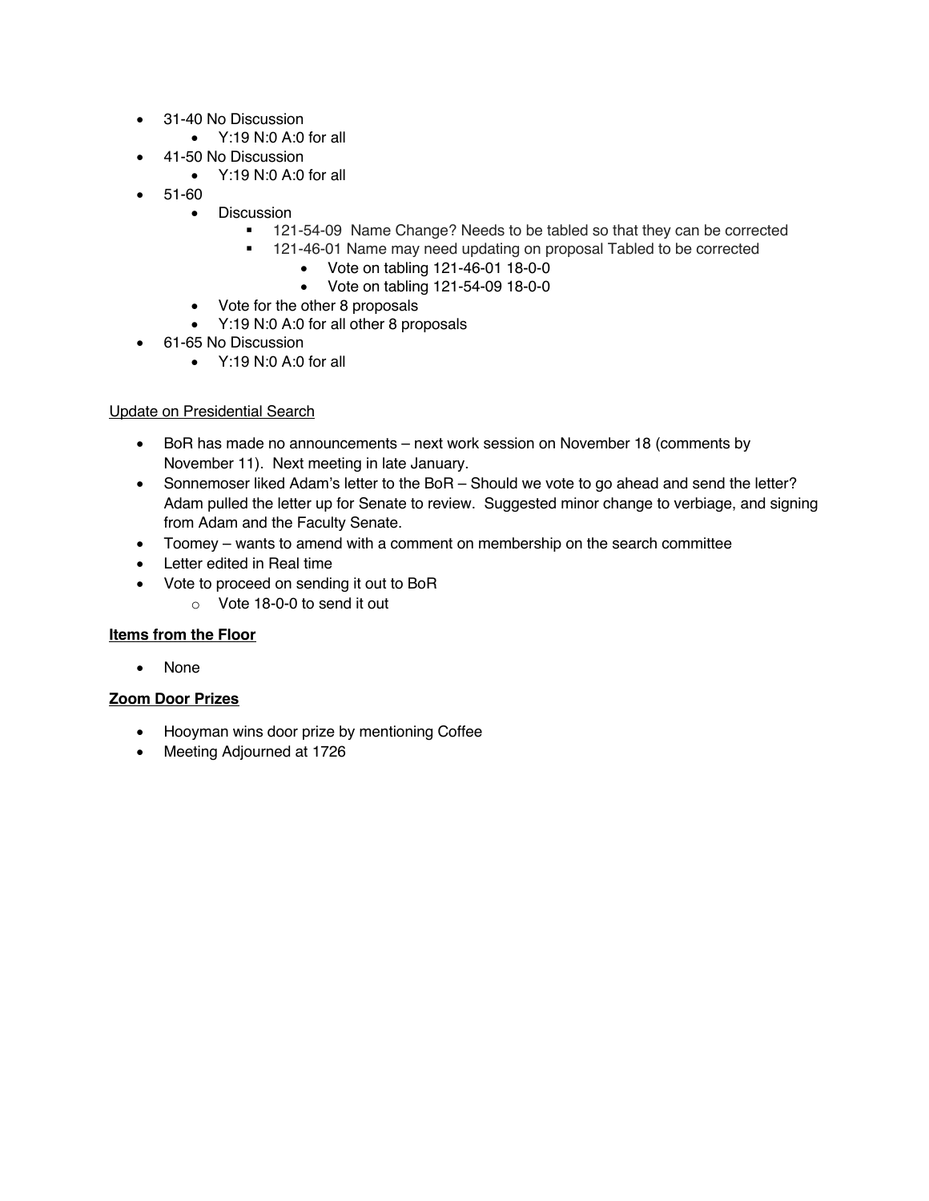- 31-40 No Discussion
  - Y:19 N:0 A:0 for all
- 41-50 No Discussion
  - Y:19 N:0 A:0 for all
- 51-60
  - Discussion
    - 121-54-09 Name Change? Needs to be tabled so that they can be corrected
    - 121-46-01 Name may need updating on proposal Tabled to be corrected
      - Vote on tabling 121-46-01 18-0-0
      - Vote on tabling 121-54-09 18-0-0
  - Vote for the other 8 proposals
  - Y:19 N:0 A:0 for all other 8 proposals
- 61-65 No Discussion
  - Y:19 N:0 A:0 for all

Update on Presidential Search

- BoR has made no announcements – next work session on November 18 (comments by November 11). Next meeting in late January.
- Sonnemoser liked Adam's letter to the BoR – Should we vote to go ahead and send the letter? Adam pulled the letter up for Senate to review. Suggested minor change to verbiage, and signing from Adam and the Faculty Senate.
- Toomey – wants to amend with a comment on membership on the search committee
- Letter edited in Real time
- Vote to proceed on sending it out to BoR
  - Vote 18-0-0 to send it out

**Items from the Floor**

- None

**Zoom Door Prizes**

- Hooyman wins door prize by mentioning Coffee
- Meeting Adjourned at 1726